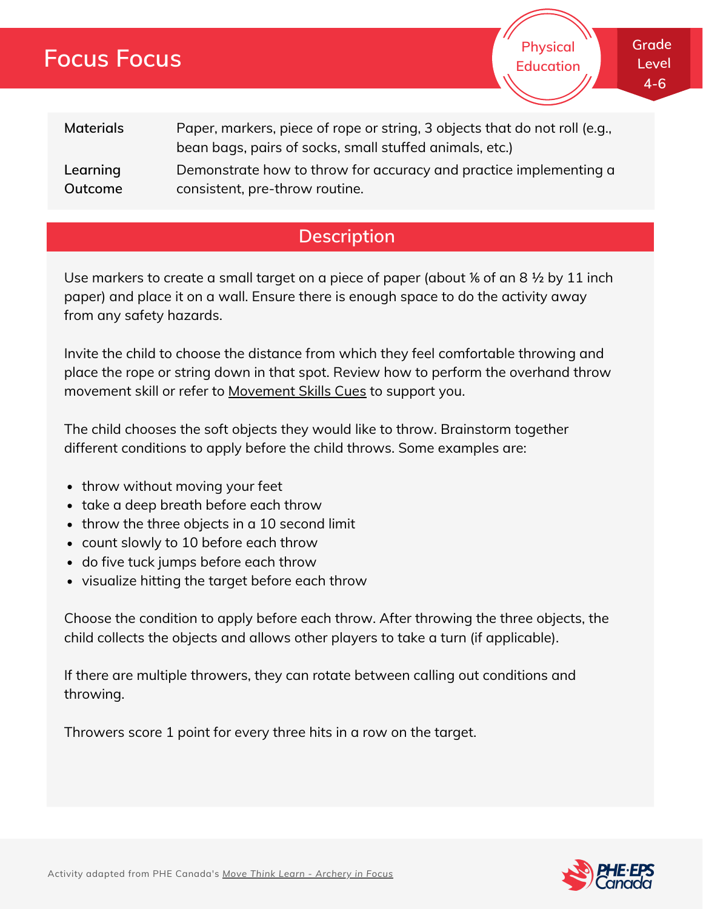# Focus Focus

Physical Education

Grade Level 4-6

| | |
|---|---|
| **Materials** | Paper, markers, piece of rope or string, 3 objects that do not roll (e.g., bean bags, pairs of socks, small stuffed animals, etc.) |
| **Learning Outcome** | Demonstrate how to throw for accuracy and practice implementing a consistent, pre-throw routine. |

## Description

Use markers to create a small target on a piece of paper (about ⅛ of an 8 ½ by 11 inch paper) and place it on a wall. Ensure there is enough space to do the activity away from any safety hazards.

Invite the child to choose the distance from which they feel comfortable throwing and place the rope or string down in that spot. Review how to perform the overhand throw movement skill or refer to Movement Skills Cues to support you.

The child chooses the soft objects they would like to throw. Brainstorm together different conditions to apply before the child throws. Some examples are:

- throw without moving your feet
- take a deep breath before each throw
- throw the three objects in a 10 second limit
- count slowly to 10 before each throw
- do five tuck jumps before each throw
- visualize hitting the target before each throw

Choose the condition to apply before each throw. After throwing the three objects, the child collects the objects and allows other players to take a turn (if applicable).

If there are multiple throwers, they can rotate between calling out conditions and throwing.

Throwers score 1 point for every three hits in a row on the target.

Activity adapted from PHE Canada's *Move Think Learn - Archery in Focus*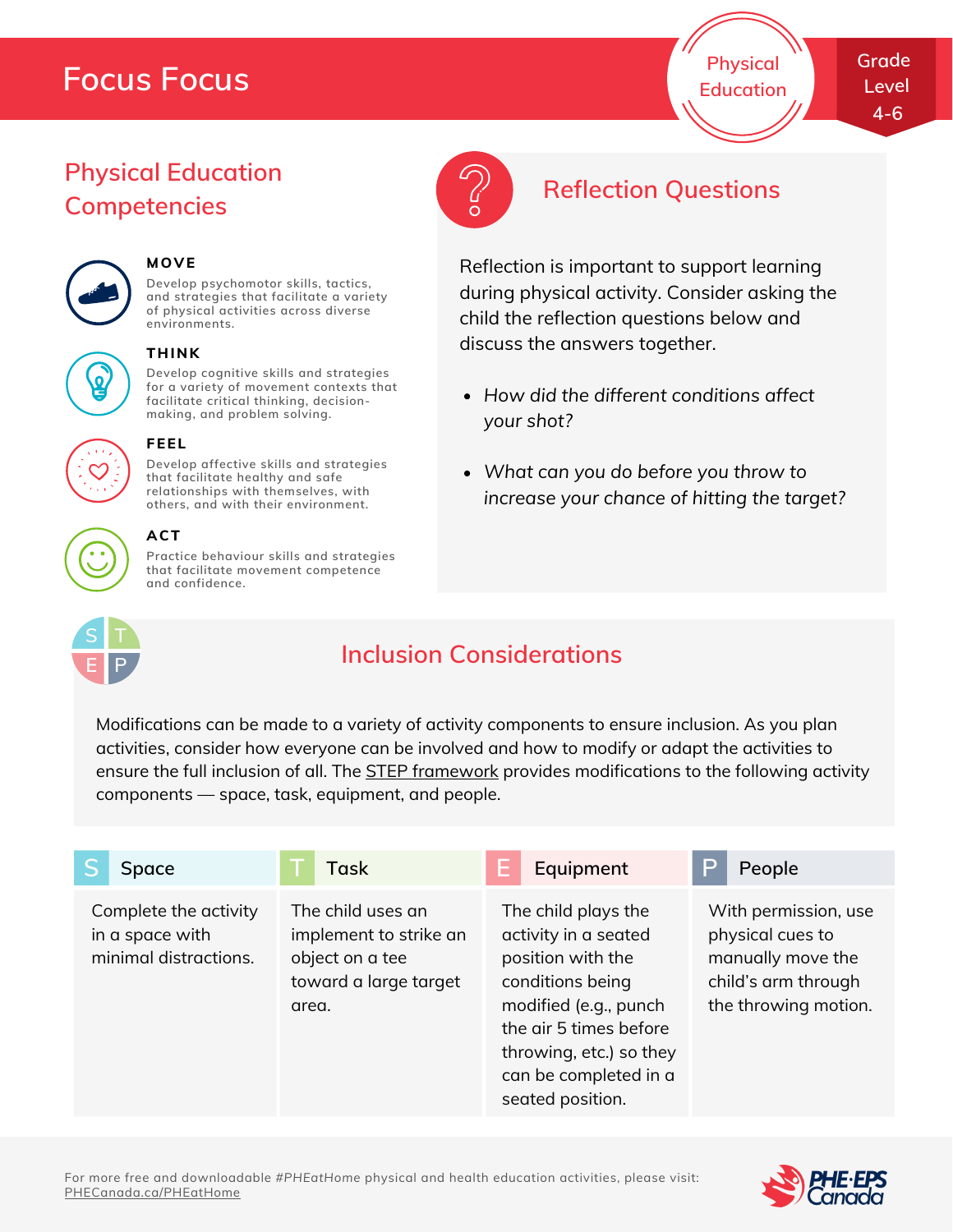# Focus Focus

Physical Education

Grade Level 4-6

## Physical Education Competencies

**MOVE**

Develop psychomotor skills, tactics, and strategies that facilitate a variety of physical activities across diverse environments.

**THINK**

Develop cognitive skills and strategies for a variety of movement contexts that facilitate critical thinking, decision-making, and problem solving.

**FEEL**

Develop affective skills and strategies that facilitate healthy and safe relationships with themselves, with others, and with their environment.

**ACT**

Practice behaviour skills and strategies that facilitate movement competence and confidence.

## Reflection Questions

Reflection is important to support learning during physical activity. Consider asking the child the reflection questions below and discuss the answers together.

- *How did the different conditions affect your shot?*
- *What can you do before you throw to increase your chance of hitting the target?*

## Inclusion Considerations

Modifications can be made to a variety of activity components to ensure inclusion. As you plan activities, consider how everyone can be involved and how to modify or adapt the activities to ensure the full inclusion of all. The STEP framework provides modifications to the following activity components — space, task, equipment, and people.

| S Space | T Task | E Equipment | P People |
| --- | --- | --- | --- |
| Complete the activity in a space with minimal distractions. | The child uses an implement to strike an object on a tee toward a large target area. | The child plays the activity in a seated position with the conditions being modified (e.g., punch the air 5 times before throwing, etc.) so they can be completed in a seated position. | With permission, use physical cues to manually move the child's arm through the throwing motion. |

For more free and downloadable #PHEatHome physical and health education activities, please visit: PHECanada.ca/PHEatHome

PHE·EPS Canada